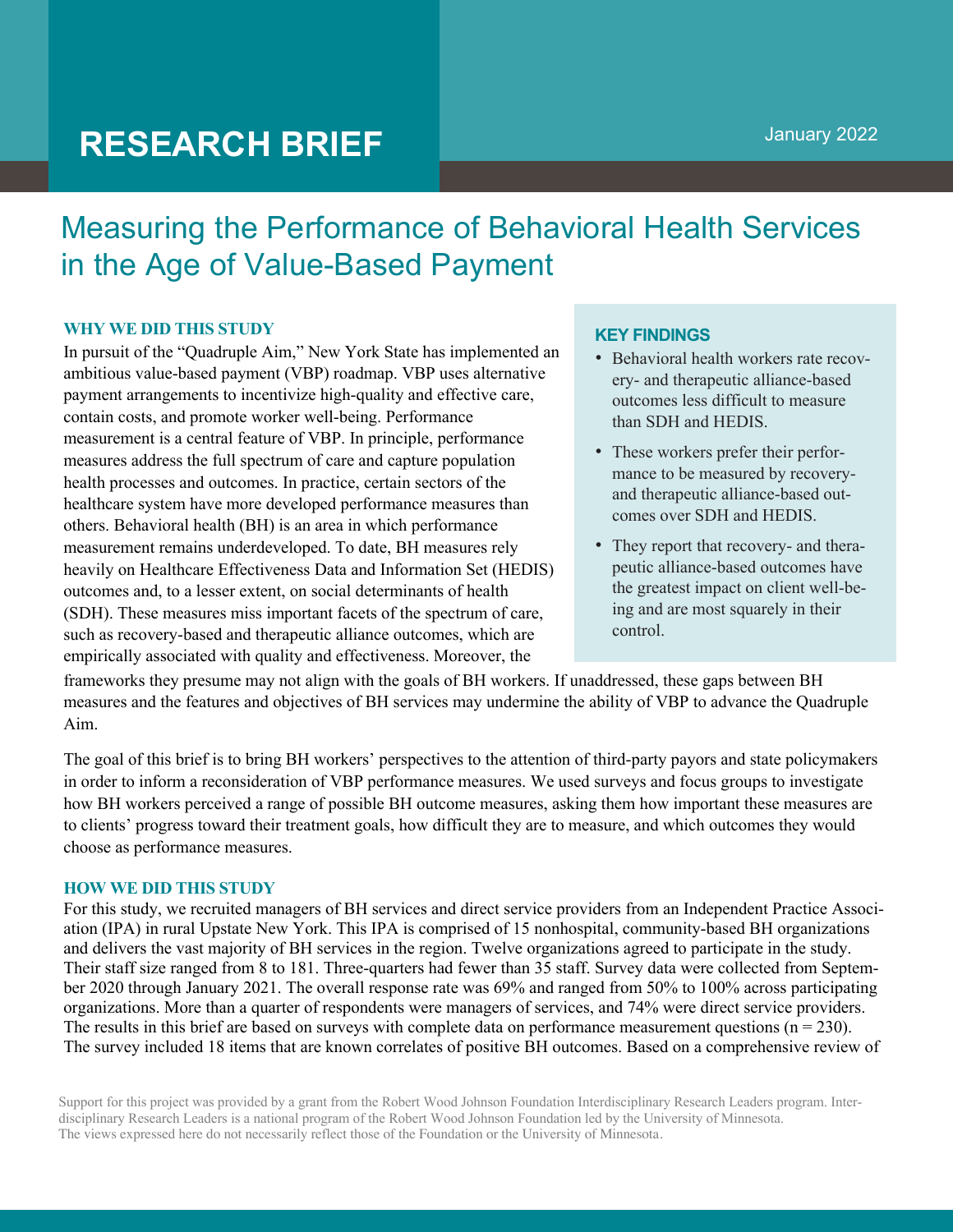# RESEARCH BRIEF

January 2022

## Measuring the Performance of Behavioral Health Services in the Age of Value-Based Payment

### WHY WE DID THIS STUDY

In pursuit of the "Quadruple Aim," New York State has implemented an ambitious value-based payment (VBP) roadmap. VBP uses alternative payment arrangements to incentivize high-quality and effective care, contain costs, and promote worker well-being. Performance measurement is a central feature of VBP. In principle, performance measures address the full spectrum of care and capture population health processes and outcomes. In practice, certain sectors of the healthcare system have more developed performance measures than others. Behavioral health (BH) is an area in which performance measurement remains underdeveloped. To date, BH measures rely heavily on Healthcare Effectiveness Data and Information Set (HEDIS) outcomes and, to a lesser extent, on social determinants of health (SDH). These measures miss important facets of the spectrum of care, such as recovery-based and therapeutic alliance outcomes, which are empirically associated with quality and effectiveness. Moreover, the frameworks they presume may not align with the goals of BH workers. If unaddressed, these gaps between BH measures and the features and objectives of BH services may undermine the ability of VBP to advance the Quadruple Aim.

### KEY FINDINGS

- Behavioral health workers rate recovery- and therapeutic alliance-based outcomes less difficult to measure than SDH and HEDIS.
- These workers prefer their performance to be measured by recovery- and therapeutic alliance-based outcomes over SDH and HEDIS.
- They report that recovery- and therapeutic alliance-based outcomes have the greatest impact on client well-being and are most squarely in their control.

The goal of this brief is to bring BH workers' perspectives to the attention of third-party payors and state policymakers in order to inform a reconsideration of VBP performance measures. We used surveys and focus groups to investigate how BH workers perceived a range of possible BH outcome measures, asking them how important these measures are to clients' progress toward their treatment goals, how difficult they are to measure, and which outcomes they would choose as performance measures.

### HOW WE DID THIS STUDY

For this study, we recruited managers of BH services and direct service providers from an Independent Practice Association (IPA) in rural Upstate New York. This IPA is comprised of 15 nonhospital, community-based BH organizations and delivers the vast majority of BH services in the region. Twelve organizations agreed to participate in the study. Their staff size ranged from 8 to 181. Three-quarters had fewer than 35 staff. Survey data were collected from September 2020 through January 2021. The overall response rate was 69% and ranged from 50% to 100% across participating organizations. More than a quarter of respondents were managers of services, and 74% were direct service providers. The results in this brief are based on surveys with complete data on performance measurement questions (n = 230). The survey included 18 items that are known correlates of positive BH outcomes. Based on a comprehensive review of

Support for this project was provided by a grant from the Robert Wood Johnson Foundation Interdisciplinary Research Leaders program. Interdisciplinary Research Leaders is a national program of the Robert Wood Johnson Foundation led by the University of Minnesota. The views expressed here do not necessarily reflect those of the Foundation or the University of Minnesota.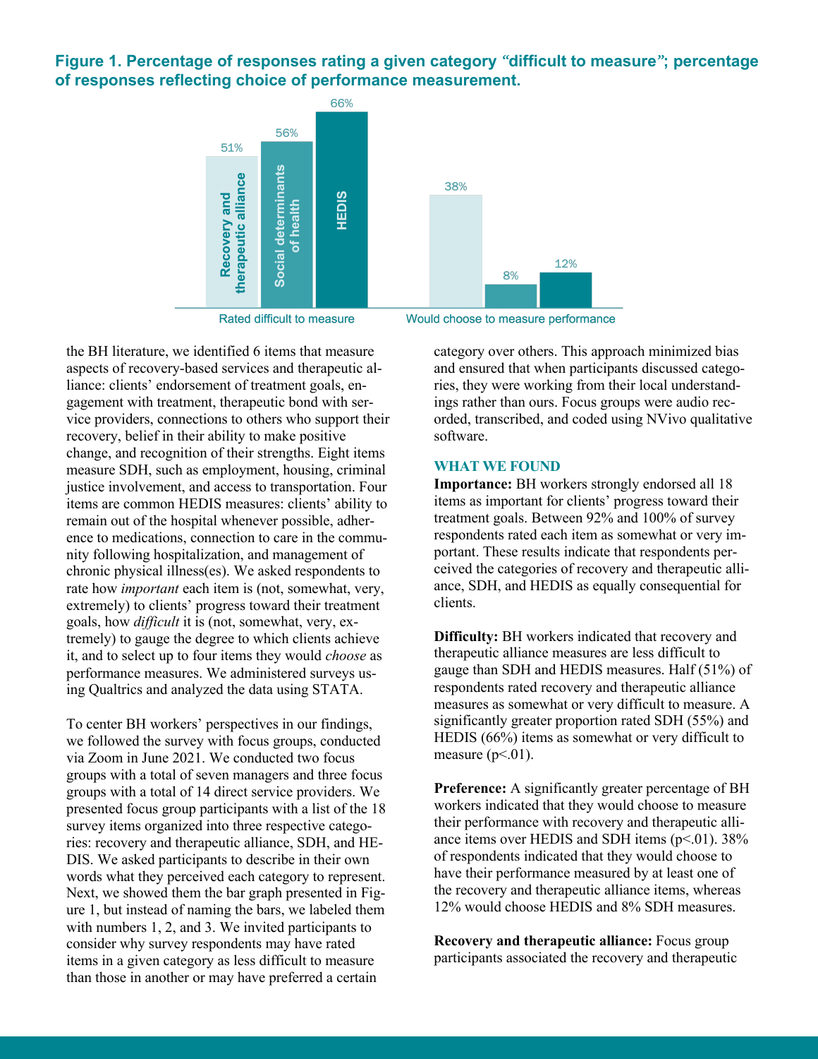**Figure 1. Percentage of responses rating a given category "difficult to measure"; percentage of responses reflecting choice of performance measurement.**

| | Recovery and therapeutic alliance | Social determinants of health | HEDIS |
|---|---|---|---|
| Rated difficult to measure | 51% | 56% | 66% |
| Would choose to measure performance | 38% | 8% | 12% |

the BH literature, we identified 6 items that measure aspects of recovery-based services and therapeutic alliance: clients' endorsement of treatment goals, engagement with treatment, therapeutic bond with service providers, connections to others who support their recovery, belief in their ability to make positive change, and recognition of their strengths. Eight items measure SDH, such as employment, housing, criminal justice involvement, and access to transportation. Four items are common HEDIS measures: clients' ability to remain out of the hospital whenever possible, adherence to medications, connection to care in the community following hospitalization, and management of chronic physical illness(es). We asked respondents to rate how *important* each item is (not, somewhat, very, extremely) to clients' progress toward their treatment goals, how *difficult* it is (not, somewhat, very, extremely) to gauge the degree to which clients achieve it, and to select up to four items they would *choose* as performance measures. We administered surveys using Qualtrics and analyzed the data using STATA.

To center BH workers' perspectives in our findings, we followed the survey with focus groups, conducted via Zoom in June 2021. We conducted two focus groups with a total of seven managers and three focus groups with a total of 14 direct service providers. We presented focus group participants with a list of the 18 survey items organized into three respective categories: recovery and therapeutic alliance, SDH, and HEDIS. We asked participants to describe in their own words what they perceived each category to represent. Next, we showed them the bar graph presented in Figure 1, but instead of naming the bars, we labeled them with numbers 1, 2, and 3. We invited participants to consider why survey respondents may have rated items in a given category as less difficult to measure than those in another or may have preferred a certain category over others. This approach minimized bias and ensured that when participants discussed categories, they were working from their local understandings rather than ours. Focus groups were audio recorded, transcribed, and coded using NVivo qualitative software.

### WHAT WE FOUND

**Importance:** BH workers strongly endorsed all 18 items as important for clients' progress toward their treatment goals. Between 92% and 100% of survey respondents rated each item as somewhat or very important. These results indicate that respondents perceived the categories of recovery and therapeutic alliance, SDH, and HEDIS as equally consequential for clients.

**Difficulty:** BH workers indicated that recovery and therapeutic alliance measures are less difficult to gauge than SDH and HEDIS measures. Half (51%) of respondents rated recovery and therapeutic alliance measures as somewhat or very difficult to measure. A significantly greater proportion rated SDH (55%) and HEDIS (66%) items as somewhat or very difficult to measure ($p<.01$).

**Preference:** A significantly greater percentage of BH workers indicated that they would choose to measure their performance with recovery and therapeutic alliance items over HEDIS and SDH items ($p<.01$). 38% of respondents indicated that they would choose to have their performance measured by at least one of the recovery and therapeutic alliance items, whereas 12% would choose HEDIS and 8% SDH measures.

**Recovery and therapeutic alliance:** Focus group participants associated the recovery and therapeutic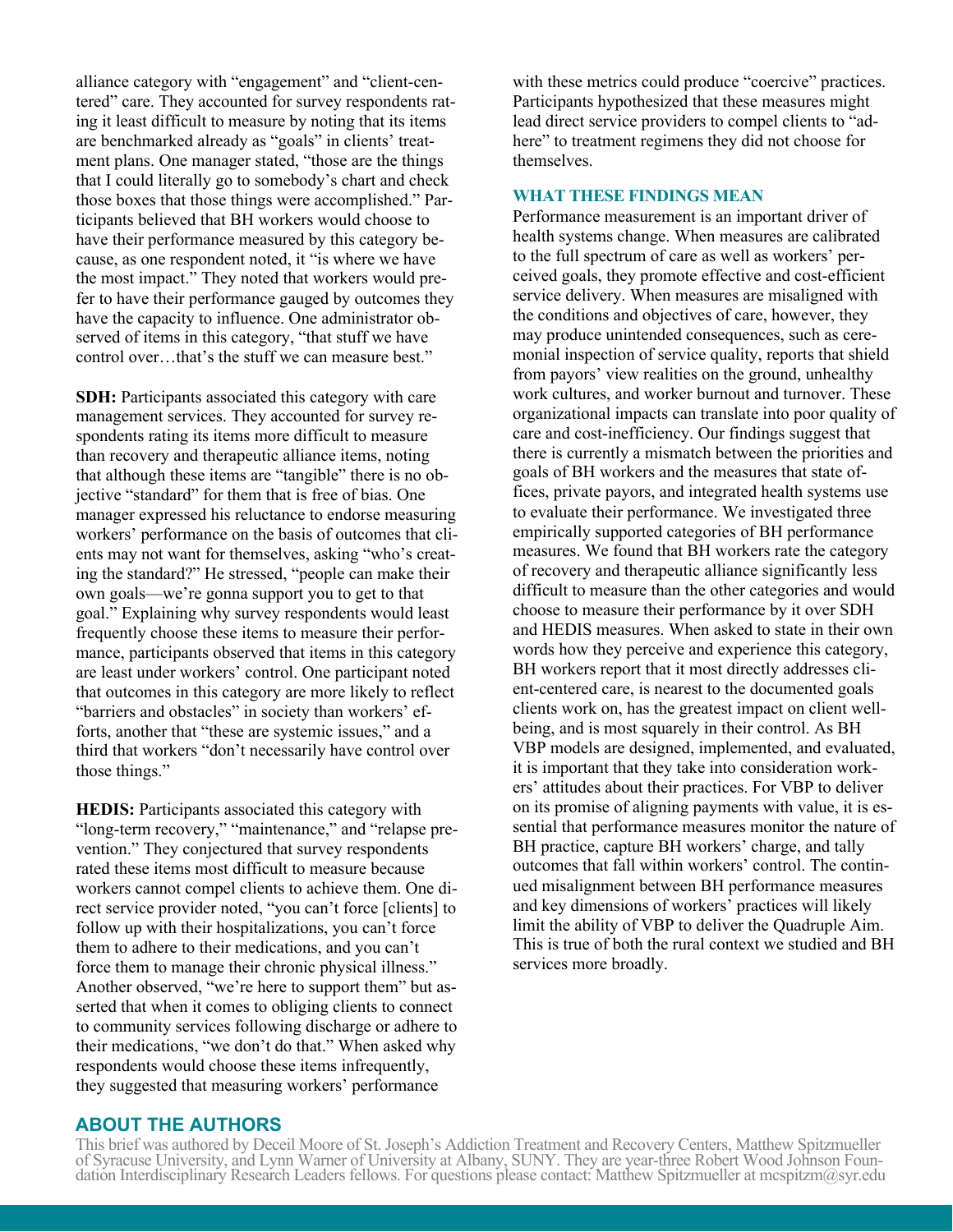alliance category with "engagement" and "client-centered" care. They accounted for survey respondents rating it least difficult to measure by noting that its items are benchmarked already as "goals" in clients' treatment plans. One manager stated, "those are the things that I could literally go to somebody's chart and check those boxes that those things were accomplished." Participants believed that BH workers would choose to have their performance measured by this category because, as one respondent noted, it "is where we have the most impact." They noted that workers would prefer to have their performance gauged by outcomes they have the capacity to influence. One administrator observed of items in this category, "that stuff we have control over…that's the stuff we can measure best."

**SDH:** Participants associated this category with care management services. They accounted for survey respondents rating its items more difficult to measure than recovery and therapeutic alliance items, noting that although these items are "tangible" there is no objective "standard" for them that is free of bias. One manager expressed his reluctance to endorse measuring workers' performance on the basis of outcomes that clients may not want for themselves, asking "who's creating the standard?" He stressed, "people can make their own goals—we're gonna support you to get to that goal." Explaining why survey respondents would least frequently choose these items to measure their performance, participants observed that items in this category are least under workers' control. One participant noted that outcomes in this category are more likely to reflect "barriers and obstacles" in society than workers' efforts, another that "these are systemic issues," and a third that workers "don't necessarily have control over those things."

**HEDIS:** Participants associated this category with "long-term recovery," "maintenance," and "relapse prevention." They conjectured that survey respondents rated these items most difficult to measure because workers cannot compel clients to achieve them. One direct service provider noted, "you can't force [clients] to follow up with their hospitalizations, you can't force them to adhere to their medications, and you can't force them to manage their chronic physical illness." Another observed, "we're here to support them" but asserted that when it comes to obliging clients to connect to community services following discharge or adhere to their medications, "we don't do that." When asked why respondents would choose these items infrequently, they suggested that measuring workers' performance with these metrics could produce "coercive" practices. Participants hypothesized that these measures might lead direct service providers to compel clients to "adhere" to treatment regimens they did not choose for themselves.

## WHAT THESE FINDINGS MEAN

Performance measurement is an important driver of health systems change. When measures are calibrated to the full spectrum of care as well as workers' perceived goals, they promote effective and cost-efficient service delivery. When measures are misaligned with the conditions and objectives of care, however, they may produce unintended consequences, such as ceremonial inspection of service quality, reports that shield from payors' view realities on the ground, unhealthy work cultures, and worker burnout and turnover. These organizational impacts can translate into poor quality of care and cost-inefficiency. Our findings suggest that there is currently a mismatch between the priorities and goals of BH workers and the measures that state offices, private payors, and integrated health systems use to evaluate their performance. We investigated three empirically supported categories of BH performance measures. We found that BH workers rate the category of recovery and therapeutic alliance significantly less difficult to measure than the other categories and would choose to measure their performance by it over SDH and HEDIS measures. When asked to state in their own words how they perceive and experience this category, BH workers report that it most directly addresses client-centered care, is nearest to the documented goals clients work on, has the greatest impact on client well-being, and is most squarely in their control. As BH VBP models are designed, implemented, and evaluated, it is important that they take into consideration workers' attitudes about their practices. For VBP to deliver on its promise of aligning payments with value, it is essential that performance measures monitor the nature of BH practice, capture BH workers' charge, and tally outcomes that fall within workers' control. The continued misalignment between BH performance measures and key dimensions of workers' practices will likely limit the ability of VBP to deliver the Quadruple Aim. This is true of both the rural context we studied and BH services more broadly.

## ABOUT THE AUTHORS

This brief was authored by Deceil Moore of St. Joseph's Addiction Treatment and Recovery Centers, Matthew Spitzmueller of Syracuse University, and Lynn Warner of University at Albany, SUNY. They are year-three Robert Wood Johnson Foundation Interdisciplinary Research Leaders fellows. For questions please contact: Matthew Spitzmueller at mcspitzm@syr.edu